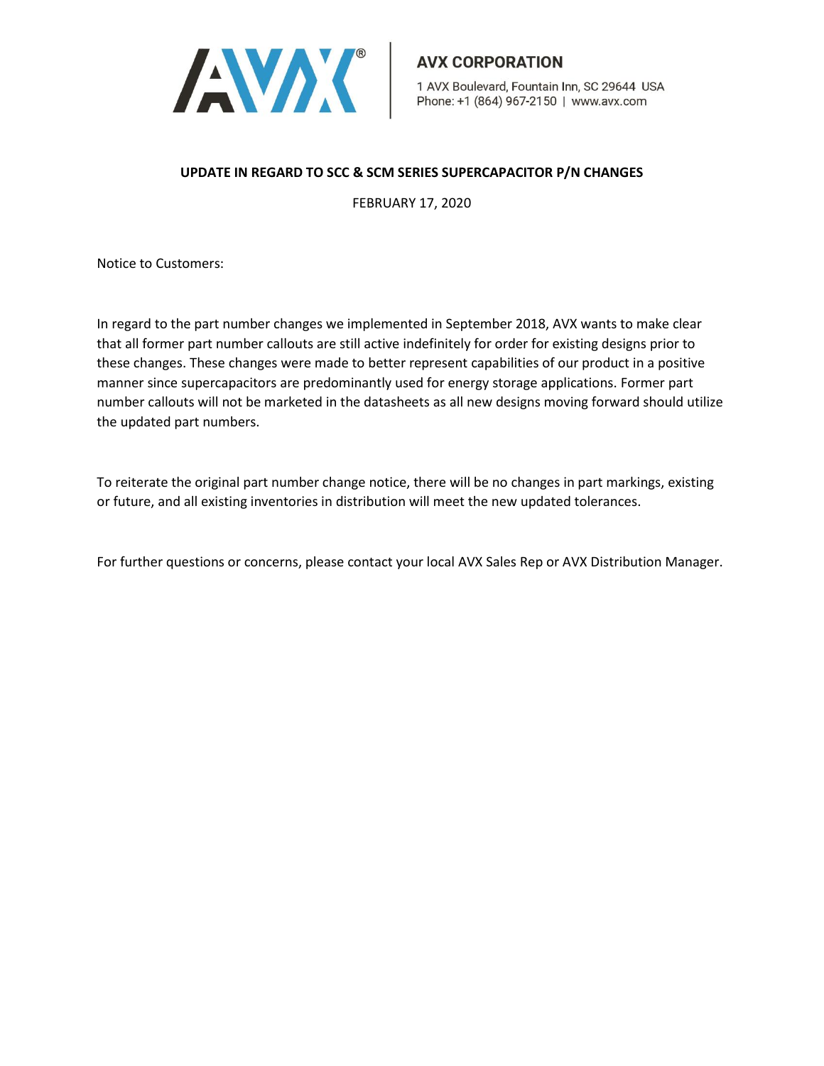**AVX CORPORATION**

1 AVX Boulevard, Fountain Inn, SC 29644 USA
Phone: +1 (864) 967-2150 | www.avx.com

**UPDATE IN REGARD TO SCC & SCM SERIES SUPERCAPACITOR P/N CHANGES**

FEBRUARY 17, 2020

Notice to Customers:

In regard to the part number changes we implemented in September 2018, AVX wants to make clear that all former part number callouts are still active indefinitely for order for existing designs prior to these changes. These changes were made to better represent capabilities of our product in a positive manner since supercapacitors are predominantly used for energy storage applications. Former part number callouts will not be marketed in the datasheets as all new designs moving forward should utilize the updated part numbers.

To reiterate the original part number change notice, there will be no changes in part markings, existing or future, and all existing inventories in distribution will meet the new updated tolerances.

For further questions or concerns, please contact your local AVX Sales Rep or AVX Distribution Manager.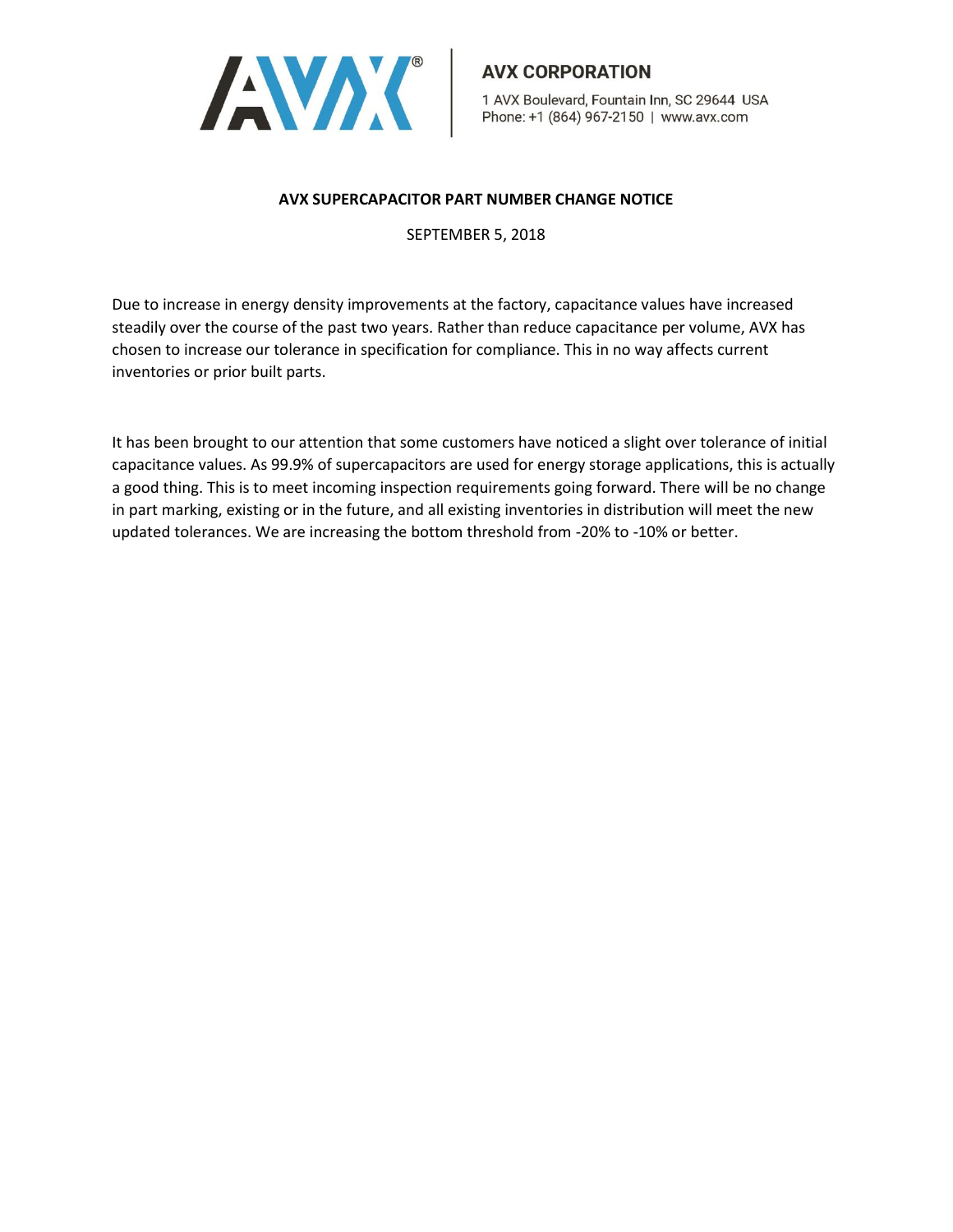**AVX CORPORATION**

1 AVX Boulevard, Fountain Inn, SC 29644 USA
Phone: +1 (864) 967-2150 | www.avx.com

**AVX SUPERCAPACITOR PART NUMBER CHANGE NOTICE**

SEPTEMBER 5, 2018

Due to increase in energy density improvements at the factory, capacitance values have increased steadily over the course of the past two years. Rather than reduce capacitance per volume, AVX has chosen to increase our tolerance in specification for compliance. This in no way affects current inventories or prior built parts.

It has been brought to our attention that some customers have noticed a slight over tolerance of initial capacitance values. As 99.9% of supercapacitors are used for energy storage applications, this is actually a good thing. This is to meet incoming inspection requirements going forward. There will be no change in part marking, existing or in the future, and all existing inventories in distribution will meet the new updated tolerances. We are increasing the bottom threshold from -20% to -10% or better.